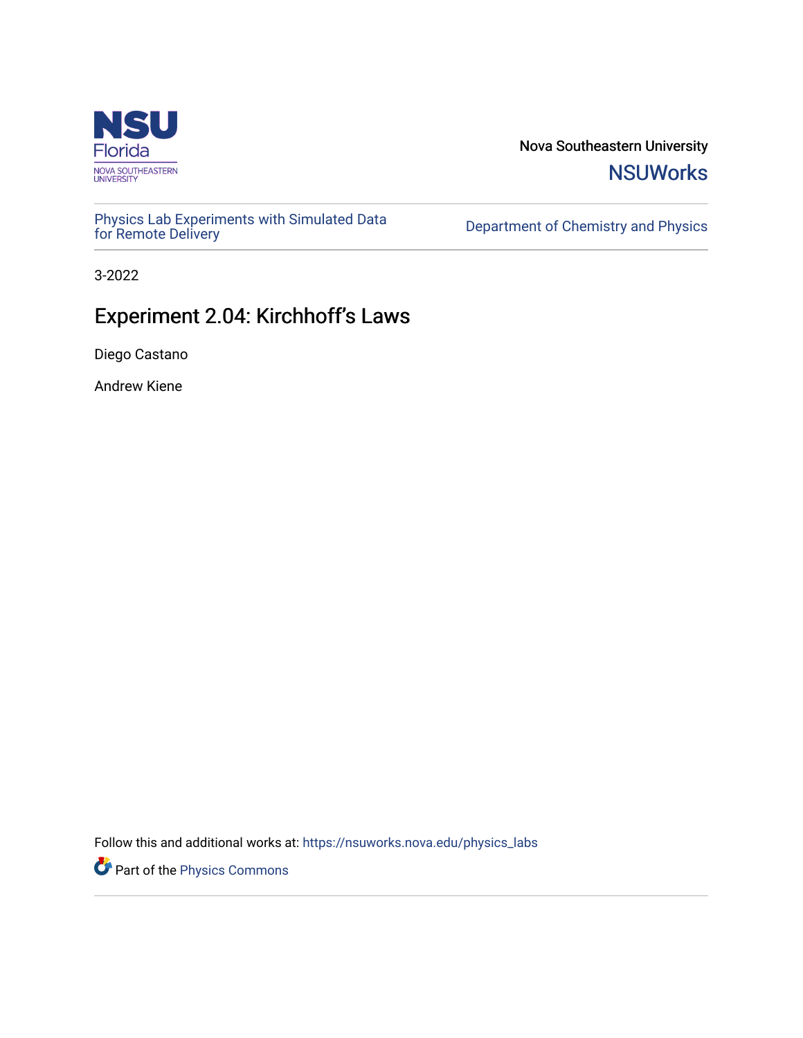NSU Florida
NOVA SOUTHEASTERN UNIVERSITY

Nova Southeastern University

NSUWorks

Physics Lab Experiments with Simulated Data for Remote Delivery

Department of Chemistry and Physics

3-2022

# Experiment 2.04: Kirchhoff's Laws

Diego Castano

Andrew Kiene

Follow this and additional works at: https://nsuworks.nova.edu/physics_labs

Part of the Physics Commons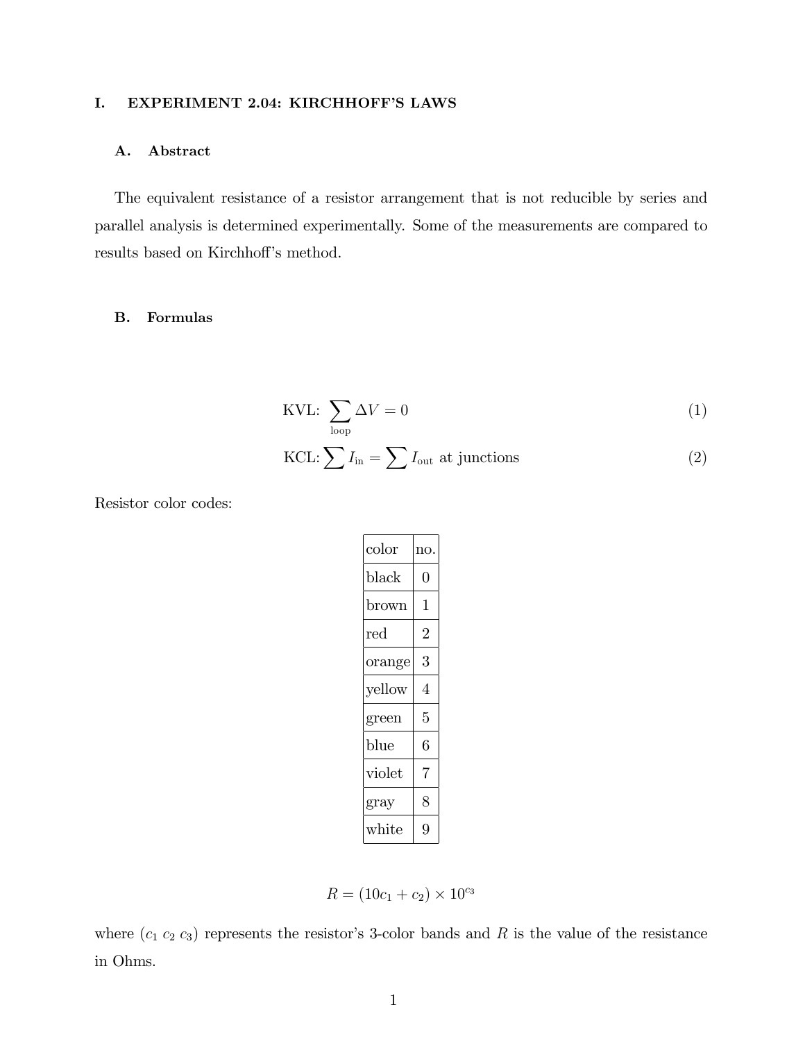# I. EXPERIMENT 2.04: KIRCHHOFF'S LAWS

## A. Abstract

The equivalent resistance of a resistor arrangement that is not reducible by series and parallel analysis is determined experimentally. Some of the measurements are compared to results based on Kirchhoff's method.

## B. Formulas

$$\text{KVL: } \sum_{\text{loop}} \Delta V = 0 \tag{1}$$

$$\text{KCL: } \sum I_{\text{in}} = \sum I_{\text{out}} \text{ at junctions} \tag{2}$$

Resistor color codes:

| color | no. |
|---|---|
| black | 0 |
| brown | 1 |
| red | 2 |
| orange | 3 |
| yellow | 4 |
| green | 5 |
| blue | 6 |
| violet | 7 |
| gray | 8 |
| white | 9 |

$$R = (10c_1 + c_2) \times 10^{c_3}$$

where $(c_1\ c_2\ c_3)$ represents the resistor's 3-color bands and $R$ is the value of the resistance in Ohms.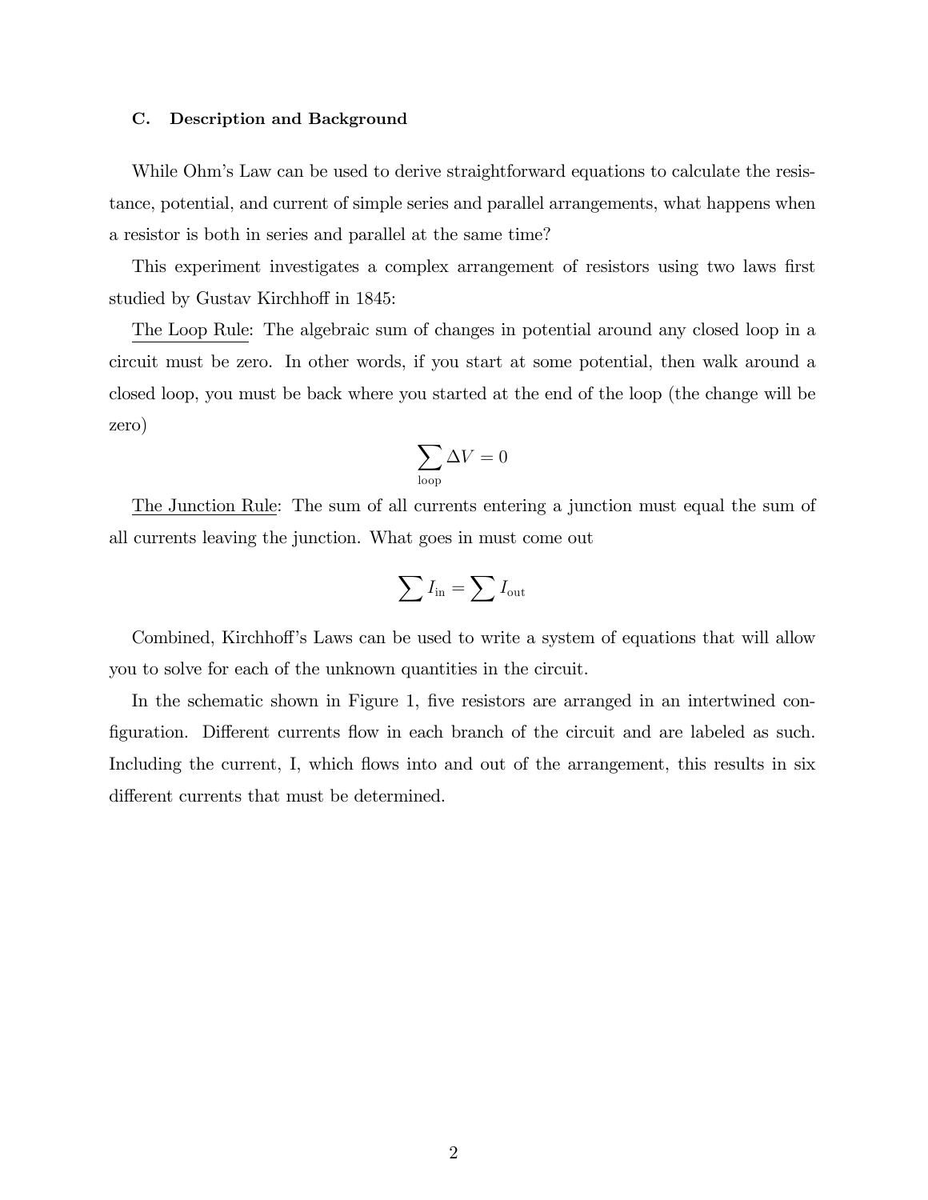### C. Description and Background

While Ohm's Law can be used to derive straightforward equations to calculate the resistance, potential, and current of simple series and parallel arrangements, what happens when a resistor is both in series and parallel at the same time?

This experiment investigates a complex arrangement of resistors using two laws first studied by Gustav Kirchhoff in 1845:

<u>The Loop Rule</u>: The algebraic sum of changes in potential around any closed loop in a circuit must be zero. In other words, if you start at some potential, then walk around a closed loop, you must be back where you started at the end of the loop (the change will be zero)

$$\sum_{\text{loop}} \Delta V = 0$$

<u>The Junction Rule</u>: The sum of all currents entering a junction must equal the sum of all currents leaving the junction. What goes in must come out

$$\sum I_{\text{in}} = \sum I_{\text{out}}$$

Combined, Kirchhoff's Laws can be used to write a system of equations that will allow you to solve for each of the unknown quantities in the circuit.

In the schematic shown in Figure 1, five resistors are arranged in an intertwined configuration. Different currents flow in each branch of the circuit and are labeled as such. Including the current, I, which flows into and out of the arrangement, this results in six different currents that must be determined.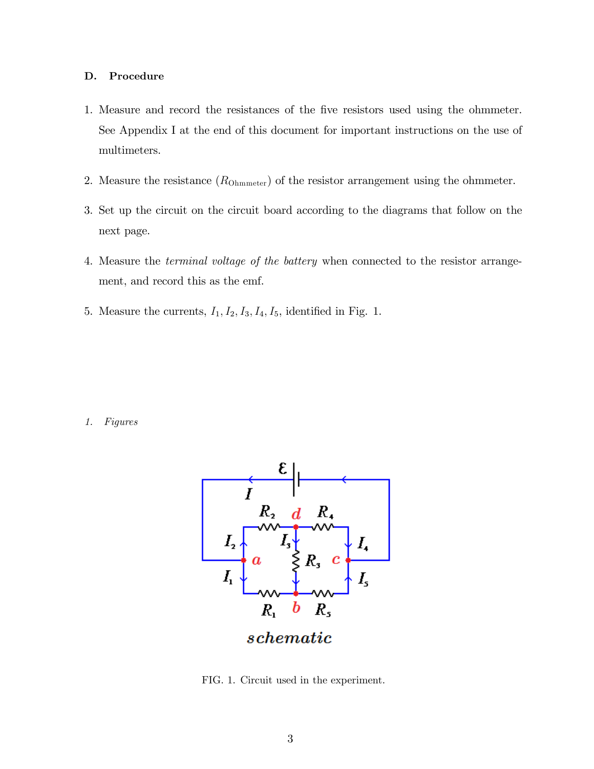### D. Procedure

1. Measure and record the resistances of the five resistors used using the ohmmeter. See Appendix I at the end of this document for important instructions on the use of multimeters.

2. Measure the resistance ($R_{\text{Ohmmeter}}$) of the resistor arrangement using the ohmmeter.

3. Set up the circuit on the circuit board according to the diagrams that follow on the next page.

4. Measure the *terminal voltage of the battery* when connected to the resistor arrangement, and record this as the emf.

5. Measure the currents, $I_1, I_2, I_3, I_4, I_5$, identified in Fig. 1.

#### 1. *Figures*

FIG. 1. Circuit used in the experiment.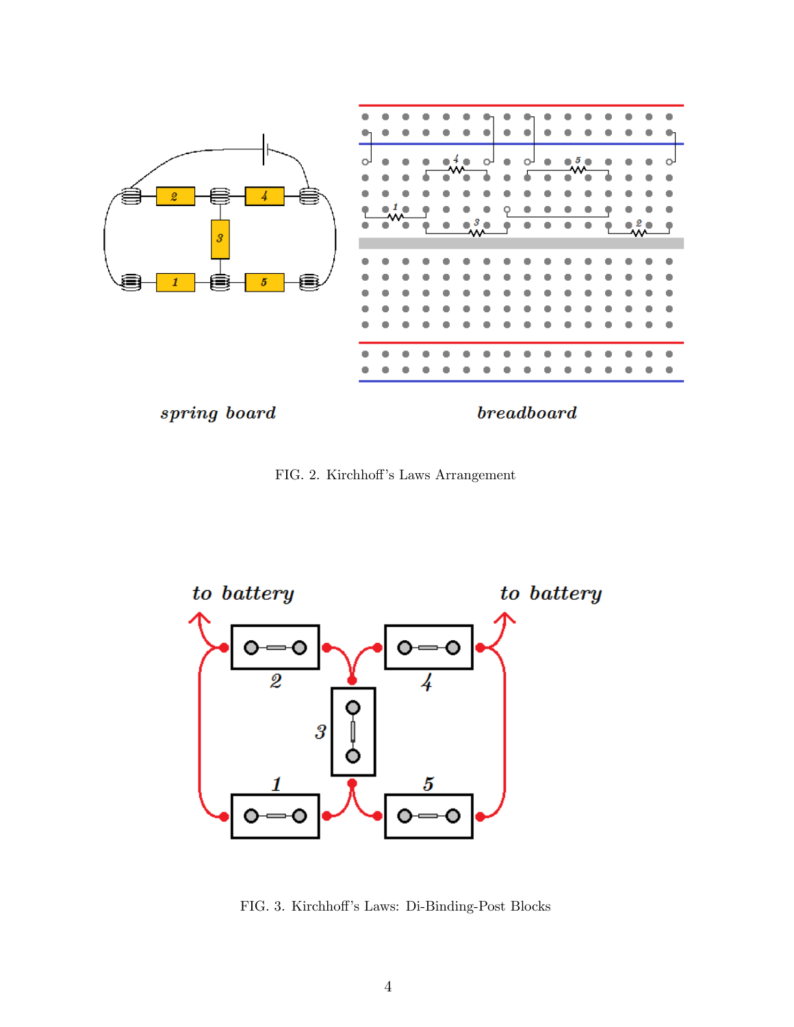FIG. 2. Kirchhoff's Laws Arrangement

FIG. 3. Kirchhoff's Laws: Di-Binding-Post Blocks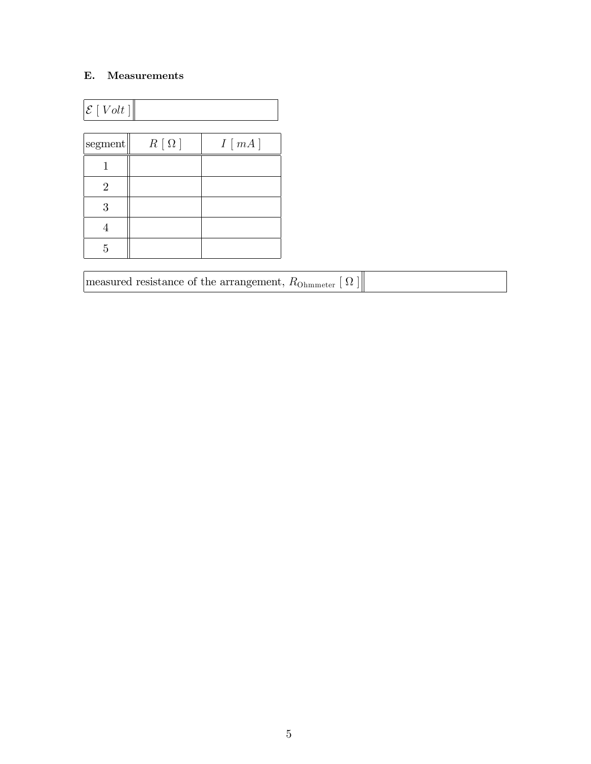### E. Measurements

| $\mathcal{E}$ [ $Volt$ ] | |
|---|---|

| segment | $R$ [ $\Omega$ ] | $I$ [ $mA$ ] |
|---|---|---|
| 1 | | |
| 2 | | |
| 3 | | |
| 4 | | |
| 5 | | |

| measured resistance of the arrangement, $R_{\text{Ohmmeter}}$ [ $\Omega$ ] | |
|---|---|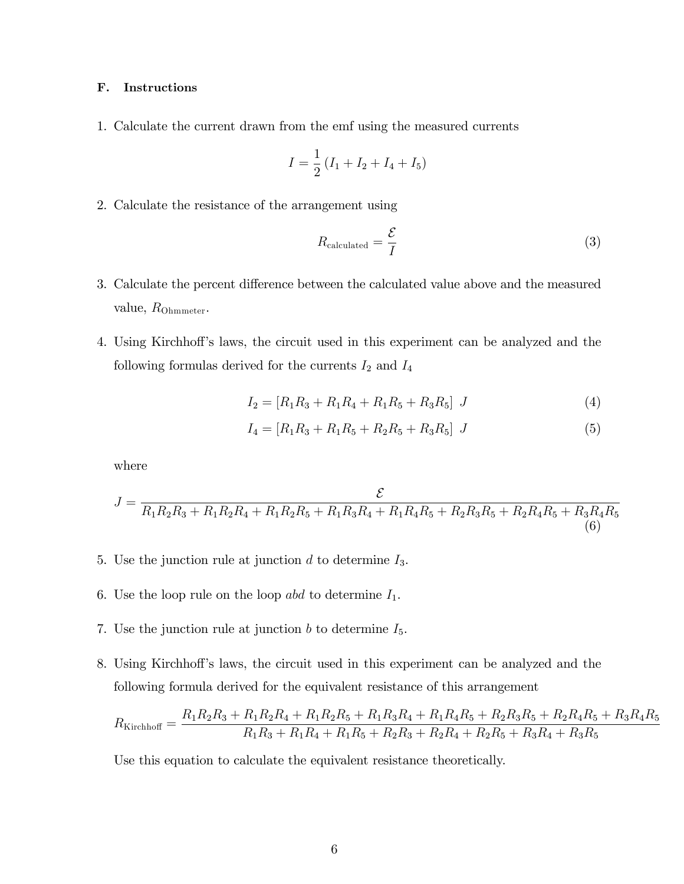### F. Instructions

1. Calculate the current drawn from the emf using the measured currents

$$I = \frac{1}{2}\left(I_1 + I_2 + I_4 + I_5\right)$$

2. Calculate the resistance of the arrangement using

$$R_{\text{calculated}} = \frac{\mathcal{E}}{I} \tag{3}$$

3. Calculate the percent difference between the calculated value above and the measured value, $R_{\text{Ohmmeter}}$.

4. Using Kirchhoff's laws, the circuit used in this experiment can be analyzed and the following formulas derived for the currents $I_2$ and $I_4$

$$I_2 = \left[R_1R_3 + R_1R_4 + R_1R_5 + R_3R_5\right]\ J \tag{4}$$

$$I_4 = \left[R_1R_3 + R_1R_5 + R_2R_5 + R_3R_5\right]\ J \tag{5}$$

where

$$J = \frac{\mathcal{E}}{R_1R_2R_3 + R_1R_2R_4 + R_1R_2R_5 + R_1R_3R_4 + R_1R_4R_5 + R_2R_3R_5 + R_2R_4R_5 + R_3R_4R_5} \tag{6}$$

5. Use the junction rule at junction $d$ to determine $I_3$.

6. Use the loop rule on the loop $abd$ to determine $I_1$.

7. Use the junction rule at junction $b$ to determine $I_5$.

8. Using Kirchhoff's laws, the circuit used in this experiment can be analyzed and the following formula derived for the equivalent resistance of this arrangement

$$R_{\text{Kirchhoff}} = \frac{R_1R_2R_3 + R_1R_2R_4 + R_1R_2R_5 + R_1R_3R_4 + R_1R_4R_5 + R_2R_3R_5 + R_2R_4R_5 + R_3R_4R_5}{R_1R_3 + R_1R_4 + R_1R_5 + R_2R_3 + R_2R_4 + R_2R_5 + R_3R_4 + R_3R_5}$$

Use this equation to calculate the equivalent resistance theoretically.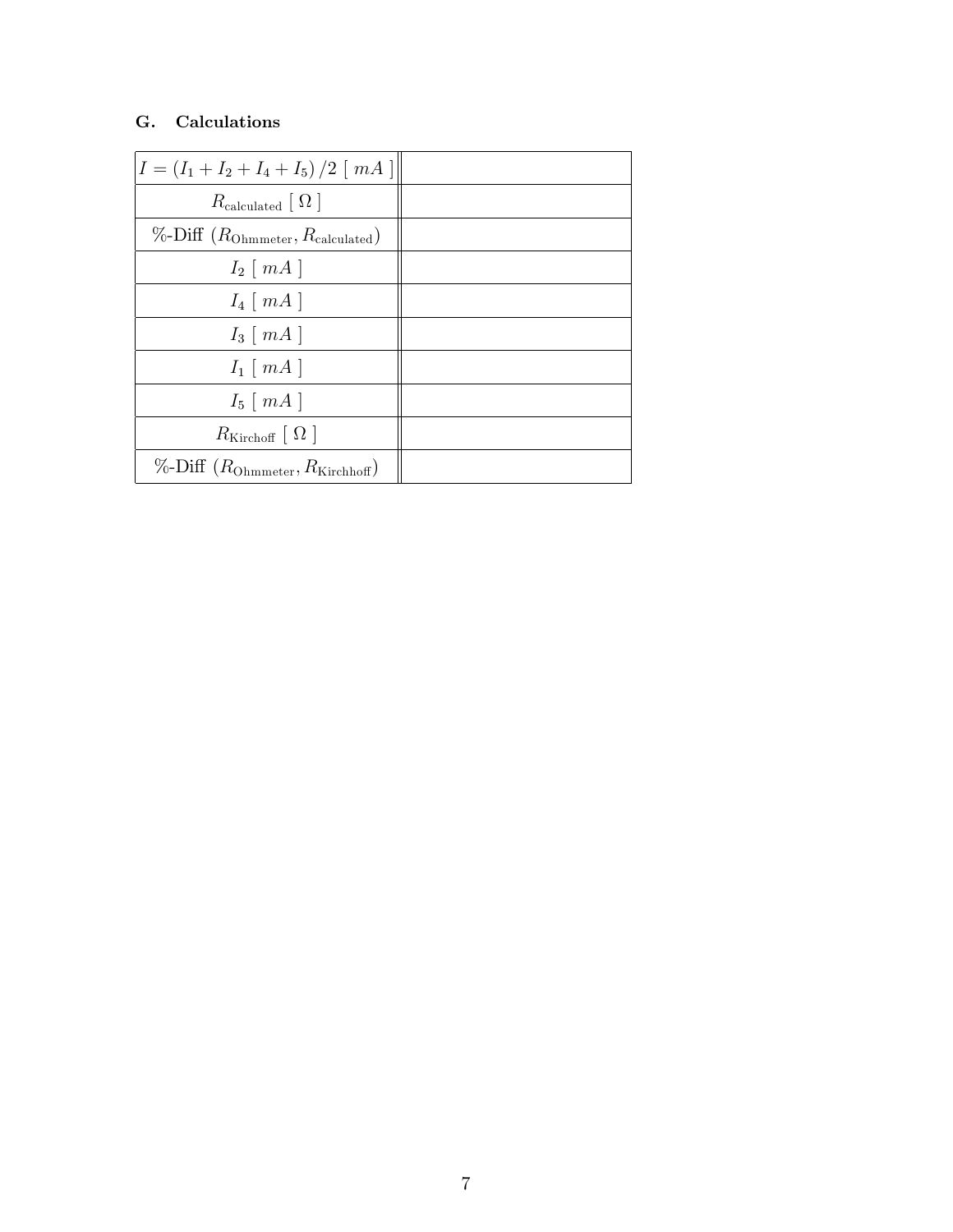### G. Calculations

| | |
|---|---|
| $I = (I_1 + I_2 + I_4 + I_5)/2$ [ $mA$ ] | |
| $R_{\text{calculated}}$ [ $\Omega$ ] | |
| %-Diff ($R_{\text{Ohmmeter}}, R_{\text{calculated}}$) | |
| $I_2$ [ $mA$ ] | |
| $I_4$ [ $mA$ ] | |
| $I_3$ [ $mA$ ] | |
| $I_1$ [ $mA$ ] | |
| $I_5$ [ $mA$ ] | |
| $R_{\text{Kirchoff}}$ [ $\Omega$ ] | |
| %-Diff ($R_{\text{Ohmmeter}}, R_{\text{Kirchhoff}}$) | |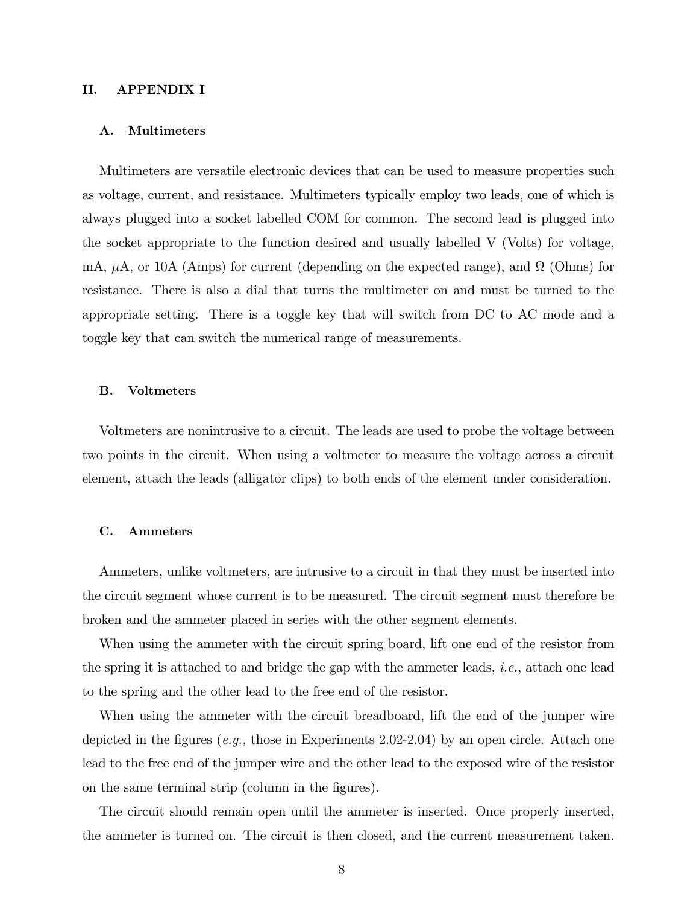## II. APPENDIX I

### A. Multimeters

Multimeters are versatile electronic devices that can be used to measure properties such as voltage, current, and resistance. Multimeters typically employ two leads, one of which is always plugged into a socket labelled COM for common. The second lead is plugged into the socket appropriate to the function desired and usually labelled V (Volts) for voltage, mA, $\mu$A, or 10A (Amps) for current (depending on the expected range), and $\Omega$ (Ohms) for resistance. There is also a dial that turns the multimeter on and must be turned to the appropriate setting. There is a toggle key that will switch from DC to AC mode and a toggle key that can switch the numerical range of measurements.

### B. Voltmeters

Voltmeters are nonintrusive to a circuit. The leads are used to probe the voltage between two points in the circuit. When using a voltmeter to measure the voltage across a circuit element, attach the leads (alligator clips) to both ends of the element under consideration.

### C. Ammeters

Ammeters, unlike voltmeters, are intrusive to a circuit in that they must be inserted into the circuit segment whose current is to be measured. The circuit segment must therefore be broken and the ammeter placed in series with the other segment elements.

When using the ammeter with the circuit spring board, lift one end of the resistor from the spring it is attached to and bridge the gap with the ammeter leads, *i.e.*, attach one lead to the spring and the other lead to the free end of the resistor.

When using the ammeter with the circuit breadboard, lift the end of the jumper wire depicted in the figures (*e.g.,* those in Experiments 2.02-2.04) by an open circle. Attach one lead to the free end of the jumper wire and the other lead to the exposed wire of the resistor on the same terminal strip (column in the figures).

The circuit should remain open until the ammeter is inserted. Once properly inserted, the ammeter is turned on. The circuit is then closed, and the current measurement taken.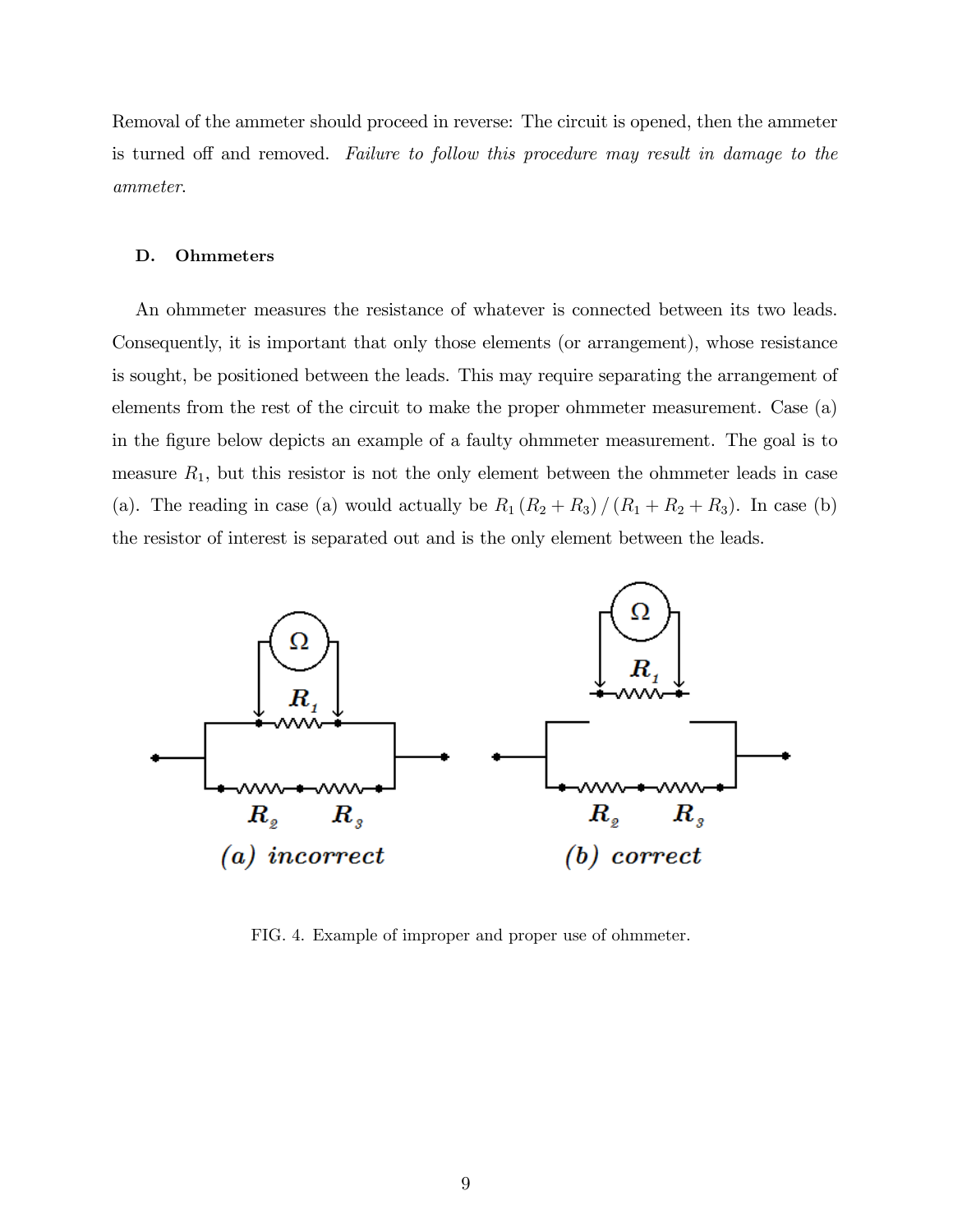Removal of the ammeter should proceed in reverse: The circuit is opened, then the ammeter is turned off and removed. *Failure to follow this procedure may result in damage to the ammeter.*

### D. Ohmmeters

An ohmmeter measures the resistance of whatever is connected between its two leads. Consequently, it is important that only those elements (or arrangement), whose resistance is sought, be positioned between the leads. This may require separating the arrangement of elements from the rest of the circuit to make the proper ohmmeter measurement. Case (a) in the figure below depicts an example of a faulty ohmmeter measurement. The goal is to measure $R_1$, but this resistor is not the only element between the ohmmeter leads in case (a). The reading in case (a) would actually be $R_1 (R_2 + R_3) / (R_1 + R_2 + R_3)$. In case (b) the resistor of interest is separated out and is the only element between the leads.

Ω
$R_1$
$R_2$ $R_3$
*(a) incorrect*

Ω
$R_1$
$R_2$ $R_3$
*(b) correct*

FIG. 4. Example of improper and proper use of ohmmeter.